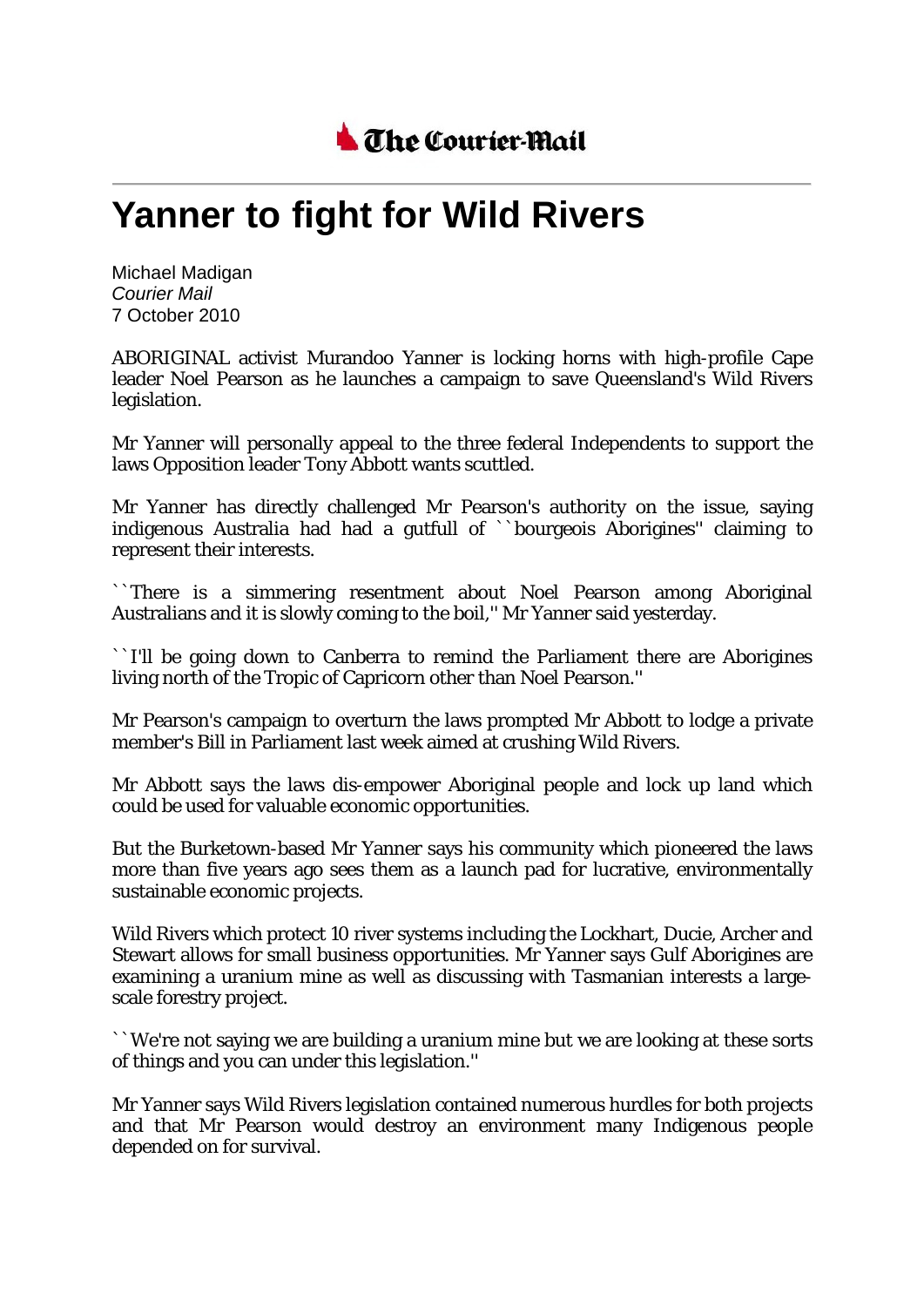The Courier-Mail

# Yanner to fight for Wild Rivers

Michael Madigan
*Courier Mail*
7 October 2010

ABORIGINAL activist Murandoo Yanner is locking horns with high-profile Cape leader Noel Pearson as he launches a campaign to save Queensland's Wild Rivers legislation.

Mr Yanner will personally appeal to the three federal Independents to support the laws Opposition leader Tony Abbott wants scuttled.

Mr Yanner has directly challenged Mr Pearson's authority on the issue, saying indigenous Australia had had a gutfull of ``bourgeois Aborigines'' claiming to represent their interests.

``There is a simmering resentment about Noel Pearson among Aboriginal Australians and it is slowly coming to the boil,'' Mr Yanner said yesterday.

``I'll be going down to Canberra to remind the Parliament there are Aborigines living north of the Tropic of Capricorn other than Noel Pearson.''

Mr Pearson's campaign to overturn the laws prompted Mr Abbott to lodge a private member's Bill in Parliament last week aimed at crushing Wild Rivers.

Mr Abbott says the laws dis-empower Aboriginal people and lock up land which could be used for valuable economic opportunities.

But the Burketown-based Mr Yanner says his community which pioneered the laws more than five years ago sees them as a launch pad for lucrative, environmentally sustainable economic projects.

Wild Rivers which protect 10 river systems including the Lockhart, Ducie, Archer and Stewart allows for small business opportunities. Mr Yanner says Gulf Aborigines are examining a uranium mine as well as discussing with Tasmanian interests a large-scale forestry project.

``We're not saying we are building a uranium mine but we are looking at these sorts of things and you can under this legislation.''

Mr Yanner says Wild Rivers legislation contained numerous hurdles for both projects and that Mr Pearson would destroy an environment many Indigenous people depended on for survival.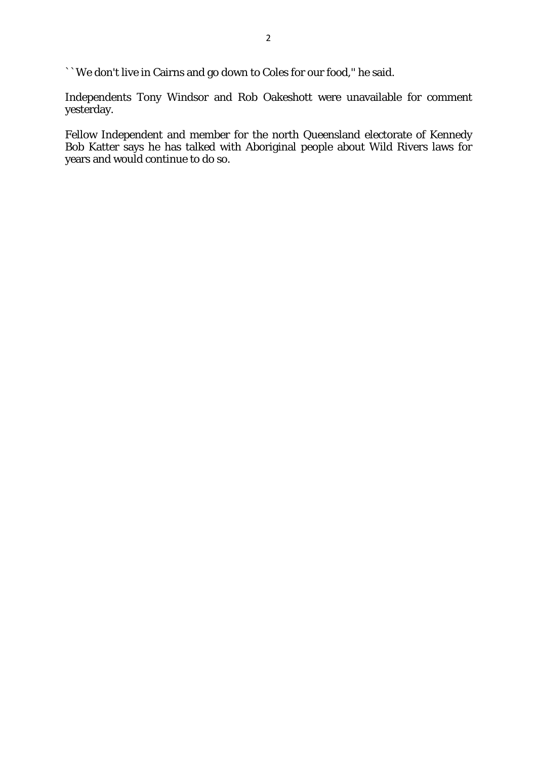``We don't live in Cairns and go down to Coles for our food,'' he said.

Independents Tony Windsor and Rob Oakeshott were unavailable for comment yesterday.

Fellow Independent and member for the north Queensland electorate of Kennedy Bob Katter says he has talked with Aboriginal people about Wild Rivers laws for years and would continue to do so.